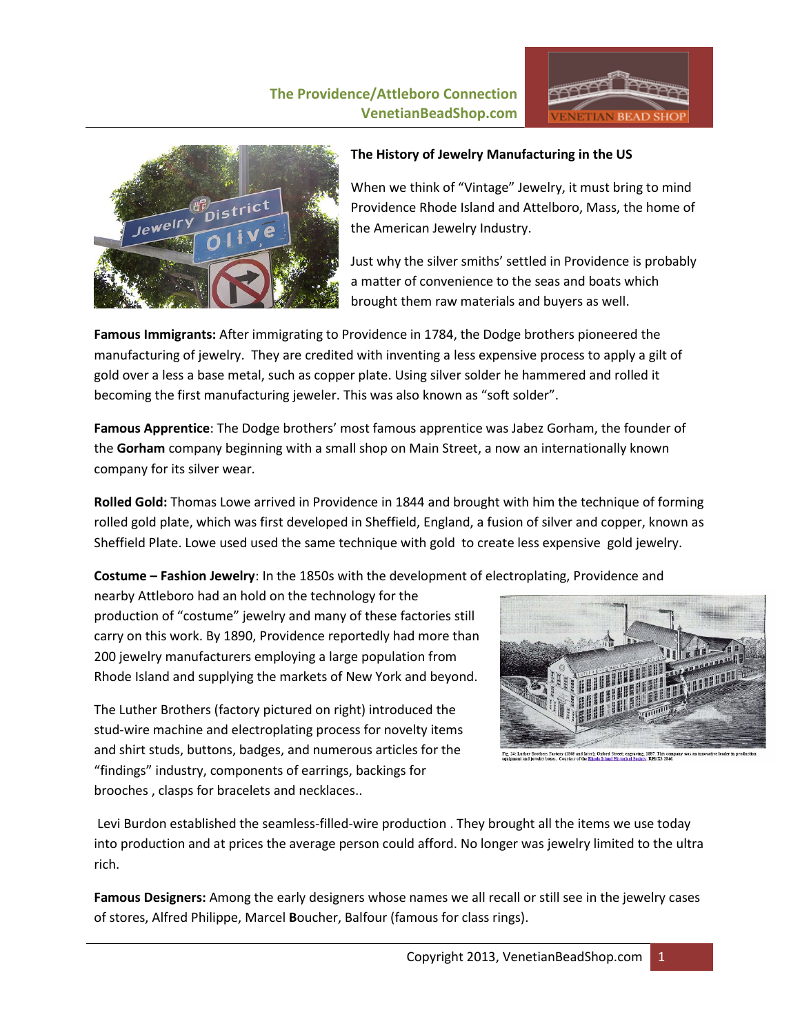# The History of Jewelry Manufacturing in the US

When we think of "Vintage" Jewelry, it must bring to mind Providence Rhode Island and Attelboro, Mass, the home of the American Jewelry Industry.

Just why the silver smiths' settled in Providence is probably a matter of convenience to the seas and boats which brought them raw materials and buyers as well.

**Famous Immigrants:** After immigrating to Providence in 1784, the Dodge brothers pioneered the manufacturing of jewelry. They are credited with inventing a less expensive process to apply a gilt of gold over a less a base metal, such as copper plate. Using silver solder he hammered and rolled it becoming the first manufacturing jeweler. This was also known as "soft solder".

**Famous Apprentice**: The Dodge brothers' most famous apprentice was Jabez Gorham, the founder of the **Gorham** company beginning with a small shop on Main Street, a now an internationally known company for its silver wear.

**Rolled Gold:** Thomas Lowe arrived in Providence in 1844 and brought with him the technique of forming rolled gold plate, which was first developed in Sheffield, England, a fusion of silver and copper, known as Sheffield Plate. Lowe used used the same technique with gold to create less expensive gold jewelry.

**Costume – Fashion Jewelry**: In the 1850s with the development of electroplating, Providence and nearby Attleboro had an hold on the technology for the production of "costume" jewelry and many of these factories still carry on this work. By 1890, Providence reportedly had more than 200 jewelry manufacturers employing a large population from Rhode Island and supplying the markets of New York and beyond.

The Luther Brothers (factory pictured on right) introduced the stud-wire machine and electroplating process for novelty items and shirt studs, buttons, badges, and numerous articles for the "findings" industry, components of earrings, backings for brooches , clasps for bracelets and necklaces..

Fig. 24: Luther Brothers Factory (1888 and later); Oxford Street; engraving, 1897. This company was an innovative leader in production equipment and jewelry bases. Courtesy of the Rhode Island Historical Society; RHi X3 2846.

Levi Burdon established the seamless-filled-wire production . They brought all the items we use today into production and at prices the average person could afford. No longer was jewelry limited to the ultra rich.

**Famous Designers:** Among the early designers whose names we all recall or still see in the jewelry cases of stores, Alfred Philippe, Marcel **B**oucher, Balfour (famous for class rings).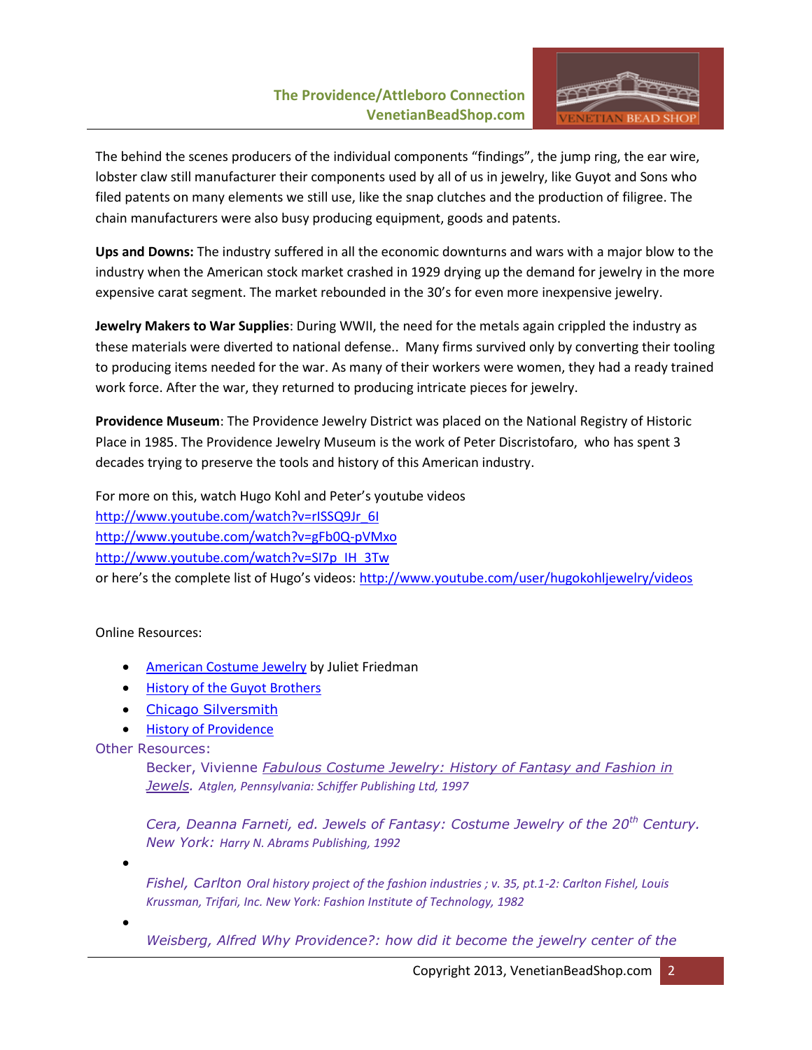The behind the scenes producers of the individual components "findings", the jump ring, the ear wire, lobster claw still manufacturer their components used by all of us in jewelry, like Guyot and Sons who filed patents on many elements we still use, like the snap clutches and the production of filigree. The chain manufacturers were also busy producing equipment, goods and patents.

**Ups and Downs:** The industry suffered in all the economic downturns and wars with a major blow to the industry when the American stock market crashed in 1929 drying up the demand for jewelry in the more expensive carat segment. The market rebounded in the 30's for even more inexpensive jewelry.

**Jewelry Makers to War Supplies**: During WWII, the need for the metals again crippled the industry as these materials were diverted to national defense.. Many firms survived only by converting their tooling to producing items needed for the war. As many of their workers were women, they had a ready trained work force. After the war, they returned to producing intricate pieces for jewelry.

**Providence Museum**: The Providence Jewelry District was placed on the National Registry of Historic Place in 1985. The Providence Jewelry Museum is the work of Peter Discristofaro, who has spent 3 decades trying to preserve the tools and history of this American industry.

For more on this, watch Hugo Kohl and Peter's youtube videos
http://www.youtube.com/watch?v=rISSQ9Jr_6I
http://www.youtube.com/watch?v=gFb0Q-pVMxo
http://www.youtube.com/watch?v=SI7p_IH_3Tw
or here's the complete list of Hugo's videos: http://www.youtube.com/user/hugokohljewelry/videos

Online Resources:

- American Costume Jewelry by Juliet Friedman
- History of the Guyot Brothers
- Chicago Silversmith
- History of Providence

Other Resources:

Becker, Vivienne *Fabulous Costume Jewelry: History of Fantasy and Fashion in Jewels. Atglen, Pennsylvania: Schiffer Publishing Ltd, 1997*

*Cera, Deanna Farneti, ed. Jewels of Fantasy: Costume Jewelry of the 20th Century.* New York: *Harry N. Abrams Publishing, 1992*

- *Fishel, Carlton Oral history project of the fashion industries ; v. 35, pt.1-2: Carlton Fishel, Louis Krussman, Trifari, Inc. New York: Fashion Institute of Technology, 1982*

- *Weisberg, Alfred Why Providence?: how did it become the jewelry center of the*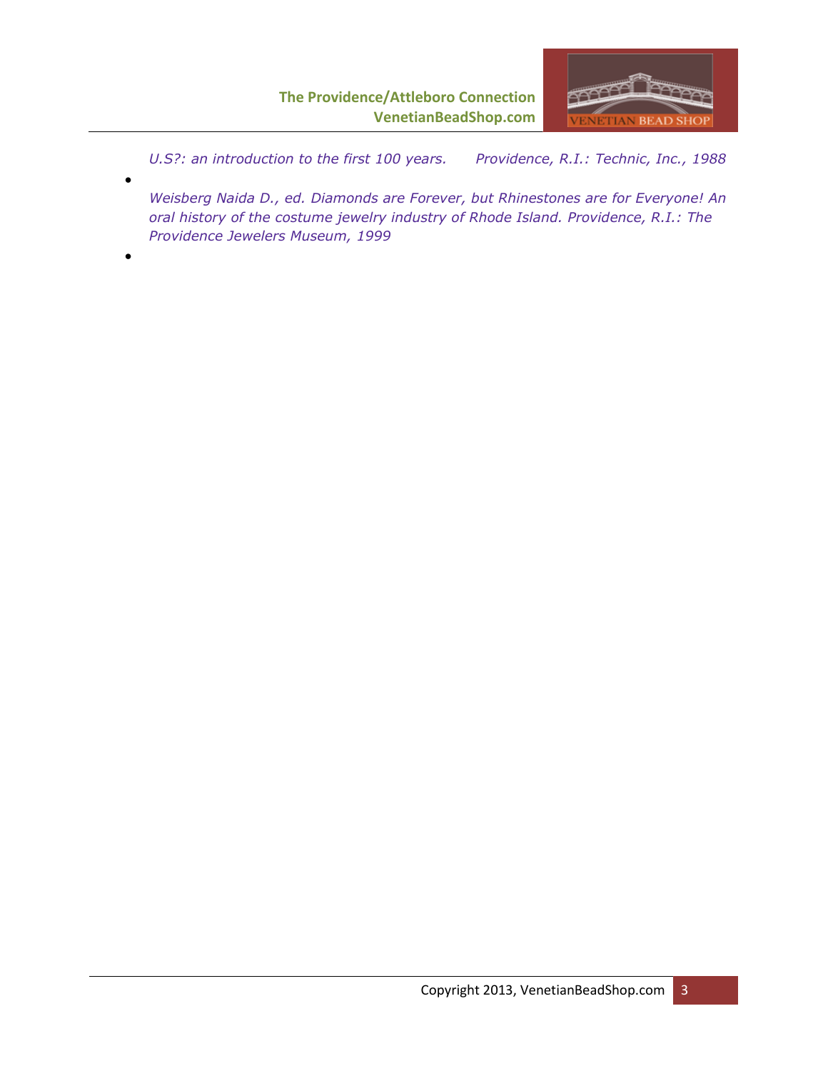*U.S?: an introduction to the first 100 years. Providence, R.I.: Technic, Inc., 1988*

- *Weisberg Naida D., ed. Diamonds are Forever, but Rhinestones are for Everyone! An oral history of the costume jewelry industry of Rhode Island. Providence, R.I.: The Providence Jewelers Museum, 1999*